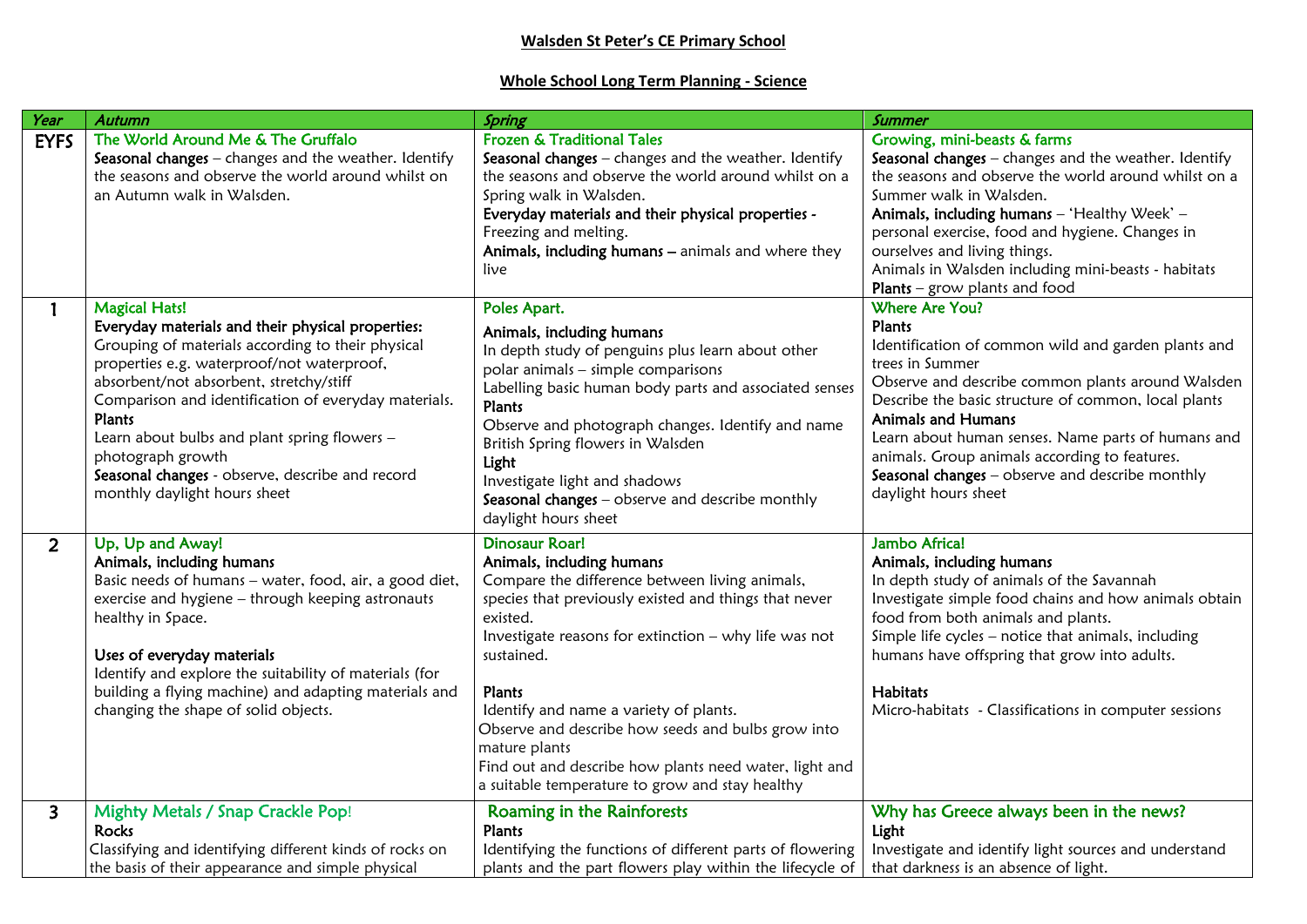**Walsden St Peter's CE Primary School**

**Whole School Long Term Planning - Science**

| *Year* | *Autumn* | *Spring* | *Summer* |
|---|---|---|---|
| EYFS | The World Around Me & The Gruffalo<br>**Seasonal changes** – changes and the weather. Identify the seasons and observe the world around whilst on an Autumn walk in Walsden. | Frozen & Traditional Tales<br>**Seasonal changes** – changes and the weather. Identify the seasons and observe the world around whilst on a Spring walk in Walsden.<br>**Everyday materials and their physical properties** - Freezing and melting.<br>**Animals, including humans –** animals and where they live | Growing, mini-beasts & farms<br>**Seasonal changes** – changes and the weather. Identify the seasons and observe the world around whilst on a Summer walk in Walsden.<br>**Animals, including humans** – 'Healthy Week' – personal exercise, food and hygiene. Changes in ourselves and living things.<br>Animals in Walsden including mini-beasts - habitats<br>**Plants** – grow plants and food |
| 1 | Magical Hats!<br>**Everyday materials and their physical properties:**<br>Grouping of materials according to their physical properties e.g. waterproof/not waterproof, absorbent/not absorbent, stretchy/stiff<br>Comparison and identification of everyday materials.<br>**Plants**<br>Learn about bulbs and plant spring flowers – photograph growth<br>**Seasonal changes** - observe, describe and record monthly daylight hours sheet | Poles Apart.<br>**Animals, including humans**<br>In depth study of penguins plus learn about other polar animals – simple comparisons<br>Labelling basic human body parts and associated senses<br>**Plants**<br>Observe and photograph changes. Identify and name British Spring flowers in Walsden<br>**Light**<br>Investigate light and shadows<br>**Seasonal changes** – observe and describe monthly daylight hours sheet | Where Are You?<br>**Plants**<br>Identification of common wild and garden plants and trees in Summer<br>Observe and describe common plants around Walsden<br>Describe the basic structure of common, local plants<br>**Animals and Humans**<br>Learn about human senses. Name parts of humans and animals. Group animals according to features.<br>**Seasonal changes** – observe and describe monthly daylight hours sheet |
| 2 | Up, Up and Away!<br>**Animals, including humans**<br>Basic needs of humans – water, food, air, a good diet, exercise and hygiene – through keeping astronauts healthy in Space.<br><br>**Uses of everyday materials**<br>Identify and explore the suitability of materials (for building a flying machine) and adapting materials and changing the shape of solid objects. | Dinosaur Roar!<br>**Animals, including humans**<br>Compare the difference between living animals, species that previously existed and things that never existed.<br>Investigate reasons for extinction – why life was not sustained.<br><br>**Plants**<br>Identify and name a variety of plants.<br>Observe and describe how seeds and bulbs grow into mature plants<br>Find out and describe how plants need water, light and a suitable temperature to grow and stay healthy | Jambo Africa!<br>**Animals, including humans**<br>In depth study of animals of the Savannah<br>Investigate simple food chains and how animals obtain food from both animals and plants.<br>Simple life cycles – notice that animals, including humans have offspring that grow into adults.<br><br>**Habitats**<br>Micro-habitats - Classifications in computer sessions |
| 3 | Mighty Metals / Snap Crackle Pop!<br>**Rocks**<br>Classifying and identifying different kinds of rocks on the basis of their appearance and simple physical | Roaming in the Rainforests<br>**Plants**<br>Identifying the functions of different parts of flowering plants and the part flowers play within the lifecycle of | Why has Greece always been in the news?<br>**Light**<br>Investigate and identify light sources and understand that darkness is an absence of light. |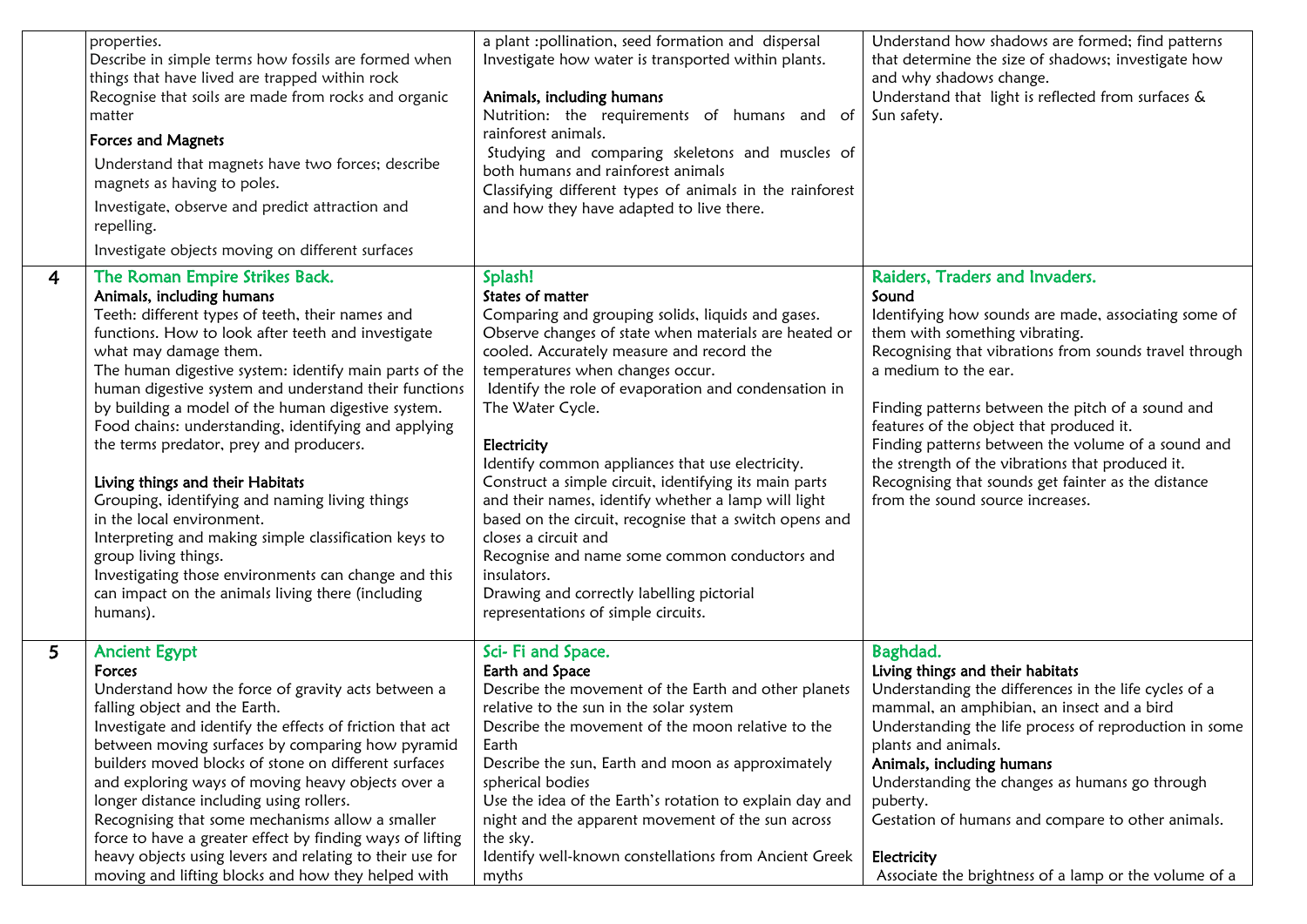| | | | |
|---|---|---|---|
| | properties.<br>Describe in simple terms how fossils are formed when things that have lived are trapped within rock<br>Recognise that soils are made from rocks and organic matter<br>**Forces and Magnets**<br>Understand that magnets have two forces; describe magnets as having to poles.<br>Investigate, observe and predict attraction and repelling.<br>Investigate objects moving on different surfaces | a plant :pollination, seed formation and dispersal<br>Investigate how water is transported within plants.<br><br>**Animals, including humans**<br>Nutrition: the requirements of humans and of rainforest animals.<br>Studying and comparing skeletons and muscles of both humans and rainforest animals<br>Classifying different types of animals in the rainforest and how they have adapted to live there. | Understand how shadows are formed; find patterns that determine the size of shadows; investigate how and why shadows change.<br>Understand that light is reflected from surfaces & Sun safety. |
| 4 | **The Roman Empire Strikes Back.**<br>**Animals, including humans**<br>Teeth: different types of teeth, their names and functions. How to look after teeth and investigate what may damage them.<br>The human digestive system: identify main parts of the human digestive system and understand their functions by building a model of the human digestive system.<br>Food chains: understanding, identifying and applying the terms predator, prey and producers.<br><br>**Living things and their Habitats**<br>Grouping, identifying and naming living things in the local environment.<br>Interpreting and making simple classification keys to group living things.<br>Investigating those environments can change and this can impact on the animals living there (including humans). | **Splash!**<br>**States of matter**<br>Comparing and grouping solids, liquids and gases.<br>Observe changes of state when materials are heated or cooled. Accurately measure and record the temperatures when changes occur.<br>Identify the role of evaporation and condensation in The Water Cycle.<br><br>**Electricity**<br>Identify common appliances that use electricity.<br>Construct a simple circuit, identifying its main parts and their names, identify whether a lamp will light based on the circuit, recognise that a switch opens and closes a circuit and<br>Recognise and name some common conductors and insulators.<br>Drawing and correctly labelling pictorial representations of simple circuits. | **Raiders, Traders and Invaders.**<br>**Sound**<br>Identifying how sounds are made, associating some of them with something vibrating.<br>Recognising that vibrations from sounds travel through a medium to the ear.<br><br>Finding patterns between the pitch of a sound and features of the object that produced it.<br>Finding patterns between the volume of a sound and the strength of the vibrations that produced it.<br>Recognising that sounds get fainter as the distance from the sound source increases. |
| 5 | **Ancient Egypt**<br>**Forces**<br>Understand how the force of gravity acts between a falling object and the Earth.<br>Investigate and identify the effects of friction that act between moving surfaces by comparing how pyramid builders moved blocks of stone on different surfaces and exploring ways of moving heavy objects over a longer distance including using rollers.<br>Recognising that some mechanisms allow a smaller force to have a greater effect by finding ways of lifting heavy objects using levers and relating to their use for moving and lifting blocks and how they helped with | **Sci- Fi and Space.**<br>**Earth and Space**<br>Describe the movement of the Earth and other planets relative to the sun in the solar system<br>Describe the movement of the moon relative to the Earth<br>Describe the sun, Earth and moon as approximately spherical bodies<br>Use the idea of the Earth's rotation to explain day and night and the apparent movement of the sun across the sky.<br>Identify well-known constellations from Ancient Greek myths | **Baghdad.**<br>**Living things and their habitats**<br>Understanding the differences in the life cycles of a mammal, an amphibian, an insect and a bird<br>Understanding the life process of reproduction in some plants and animals.<br>**Animals, including humans**<br>Understanding the changes as humans go through puberty.<br>Gestation of humans and compare to other animals.<br><br>**Electricity**<br>Associate the brightness of a lamp or the volume of a |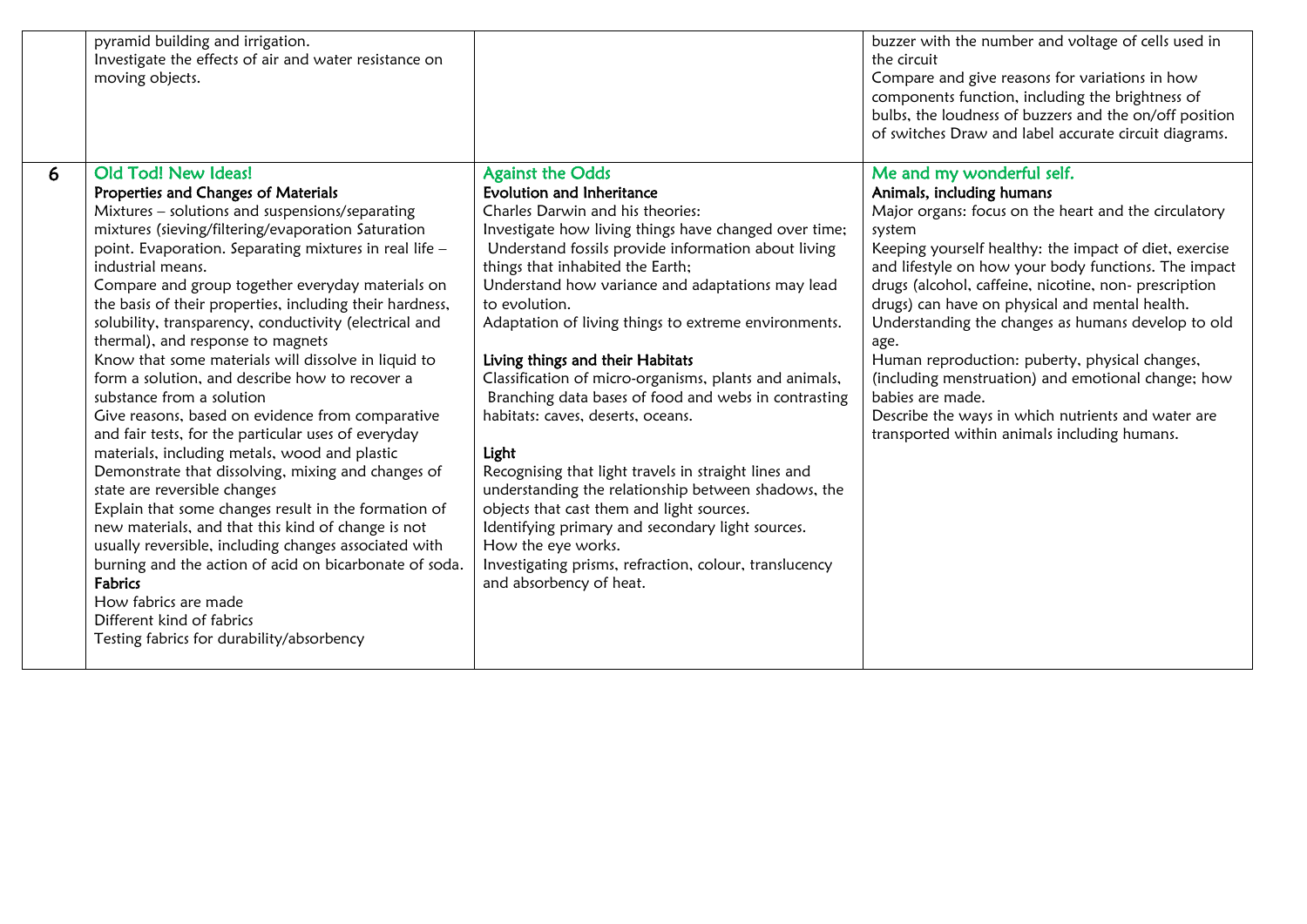| | | | |
|---|---|---|---|
| | pyramid building and irrigation.<br>Investigate the effects of air and water resistance on moving objects. | | buzzer with the number and voltage of cells used in the circuit<br>Compare and give reasons for variations in how components function, including the brightness of bulbs, the loudness of buzzers and the on/off position of switches Draw and label accurate circuit diagrams. |
| 6 | **Old Tod! New Ideas!**<br>**Properties and Changes of Materials**<br>Mixtures – solutions and suspensions/separating mixtures (sieving/filtering/evaporation Saturation point. Evaporation. Separating mixtures in real life – industrial means.<br>Compare and group together everyday materials on the basis of their properties, including their hardness, solubility, transparency, conductivity (electrical and thermal), and response to magnets<br>Know that some materials will dissolve in liquid to form a solution, and describe how to recover a substance from a solution<br>Give reasons, based on evidence from comparative and fair tests, for the particular uses of everyday materials, including metals, wood and plastic<br>Demonstrate that dissolving, mixing and changes of state are reversible changes<br>Explain that some changes result in the formation of new materials, and that this kind of change is not usually reversible, including changes associated with burning and the action of acid on bicarbonate of soda.<br>**Fabrics**<br>How fabrics are made<br>Different kind of fabrics<br>Testing fabrics for durability/absorbency | **Against the Odds**<br>**Evolution and Inheritance**<br>Charles Darwin and his theories:<br>Investigate how living things have changed over time;<br>Understand fossils provide information about living things that inhabited the Earth;<br>Understand how variance and adaptations may lead to evolution.<br>Adaptation of living things to extreme environments.<br><br>**Living things and their Habitats**<br>Classification of micro-organisms, plants and animals,<br>Branching data bases of food and webs in contrasting habitats: caves, deserts, oceans.<br><br>**Light**<br>Recognising that light travels in straight lines and understanding the relationship between shadows, the objects that cast them and light sources.<br>Identifying primary and secondary light sources.<br>How the eye works.<br>Investigating prisms, refraction, colour, translucency and absorbency of heat. | **Me and my wonderful self.**<br>**Animals, including humans**<br>Major organs: focus on the heart and the circulatory system<br>Keeping yourself healthy: the impact of diet, exercise and lifestyle on how your body functions. The impact drugs (alcohol, caffeine, nicotine, non- prescription drugs) can have on physical and mental health.<br>Understanding the changes as humans develop to old age.<br>Human reproduction: puberty, physical changes, (including menstruation) and emotional change; how babies are made.<br>Describe the ways in which nutrients and water are transported within animals including humans. |